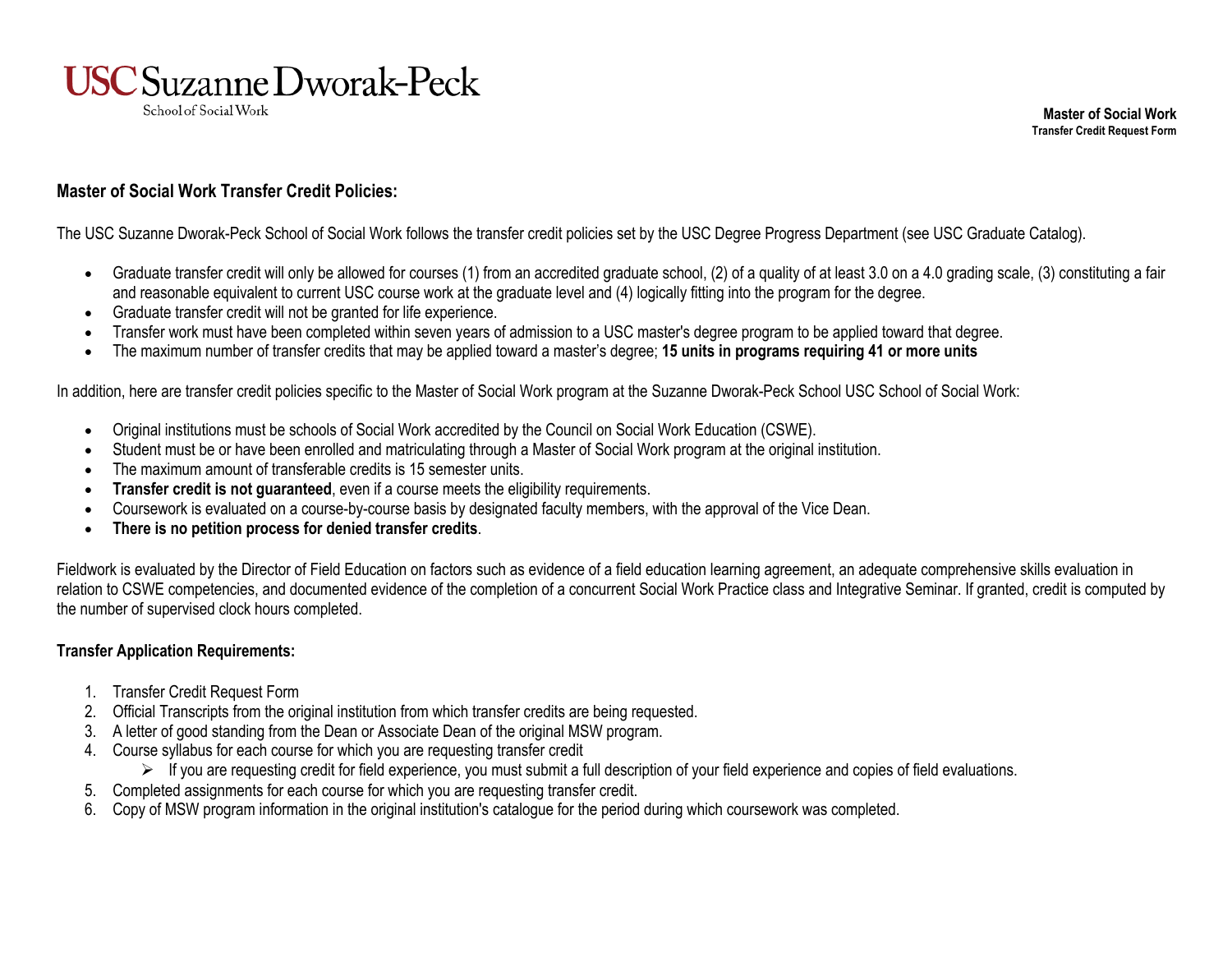**USC Suzanne Dworak-Peck**
School of Social Work

**Master of Social Work**
**Transfer Credit Request Form**

## Master of Social Work Transfer Credit Policies:

The USC Suzanne Dworak-Peck School of Social Work follows the transfer credit policies set by the USC Degree Progress Department (see USC Graduate Catalog).

- Graduate transfer credit will only be allowed for courses (1) from an accredited graduate school, (2) of a quality of at least 3.0 on a 4.0 grading scale, (3) constituting a fair and reasonable equivalent to current USC course work at the graduate level and (4) logically fitting into the program for the degree.
- Graduate transfer credit will not be granted for life experience.
- Transfer work must have been completed within seven years of admission to a USC master's degree program to be applied toward that degree.
- The maximum number of transfer credits that may be applied toward a master's degree; **15 units in programs requiring 41 or more units**

In addition, here are transfer credit policies specific to the Master of Social Work program at the Suzanne Dworak-Peck School USC School of Social Work:

- Original institutions must be schools of Social Work accredited by the Council on Social Work Education (CSWE).
- Student must be or have been enrolled and matriculating through a Master of Social Work program at the original institution.
- The maximum amount of transferable credits is 15 semester units.
- **Transfer credit is not guaranteed**, even if a course meets the eligibility requirements.
- Coursework is evaluated on a course-by-course basis by designated faculty members, with the approval of the Vice Dean.
- **There is no petition process for denied transfer credits**.

Fieldwork is evaluated by the Director of Field Education on factors such as evidence of a field education learning agreement, an adequate comprehensive skills evaluation in relation to CSWE competencies, and documented evidence of the completion of a concurrent Social Work Practice class and Integrative Seminar. If granted, credit is computed by the number of supervised clock hours completed.

## Transfer Application Requirements:

1. Transfer Credit Request Form
2. Official Transcripts from the original institution from which transfer credits are being requested.
3. A letter of good standing from the Dean or Associate Dean of the original MSW program.
4. Course syllabus for each course for which you are requesting transfer credit
   - If you are requesting credit for field experience, you must submit a full description of your field experience and copies of field evaluations.
5. Completed assignments for each course for which you are requesting transfer credit.
6. Copy of MSW program information in the original institution's catalogue for the period during which coursework was completed.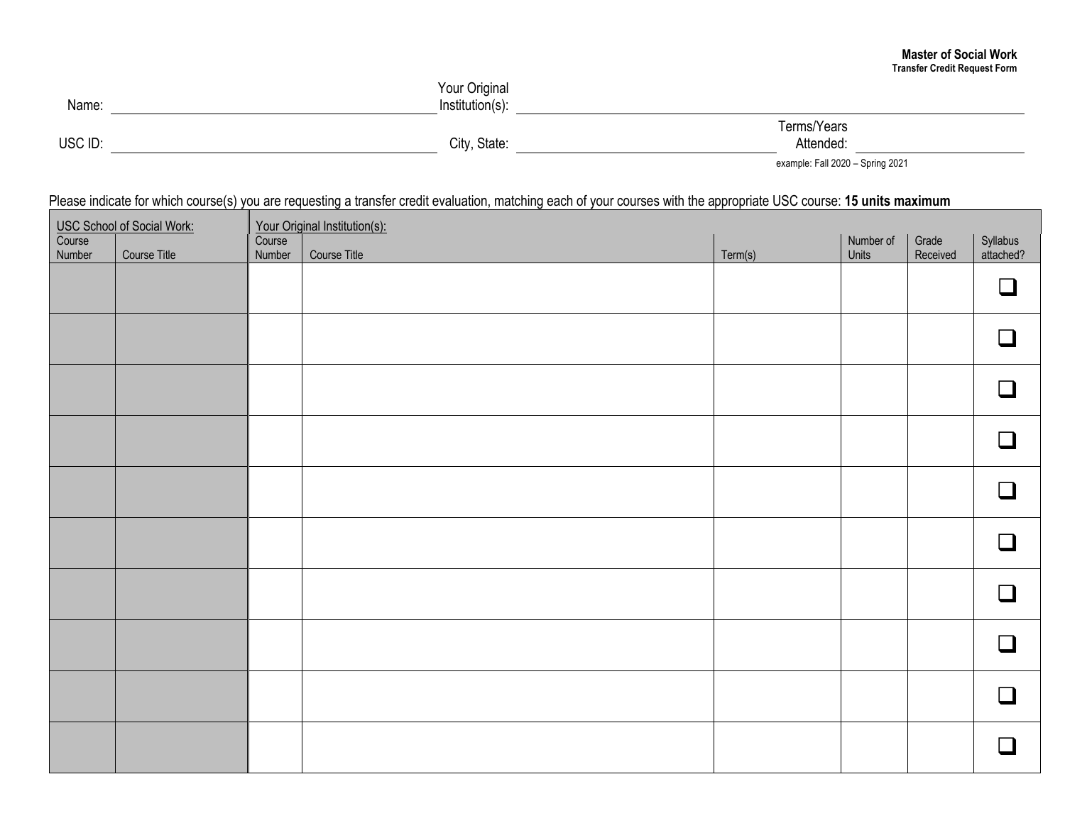**Master of Social Work**
**Transfer Credit Request Form**

Name: ______________________ Your Original Institution(s): ______________________

USC ID: ______________________ City, State: ______________________ Terms/Years Attended: ______________________

example: Fall 2020 – Spring 2021

Please indicate for which course(s) you are requesting a transfer credit evaluation, matching each of your courses with the appropriate USC course: **15 units maximum**

| USC School of Social Work: | | Your Original Institution(s): | | | | | |
|---|---|---|---|---|---|---|---|
| Course Number | Course Title | Course Number | Course Title | Term(s) | Number of Units | Grade Received | Syllabus attached? |
| | | | | | | | ☐ |
| | | | | | | | ☐ |
| | | | | | | | ☐ |
| | | | | | | | ☐ |
| | | | | | | | ☐ |
| | | | | | | | ☐ |
| | | | | | | | ☐ |
| | | | | | | | ☐ |
| | | | | | | | ☐ |
| | | | | | | | ☐ |